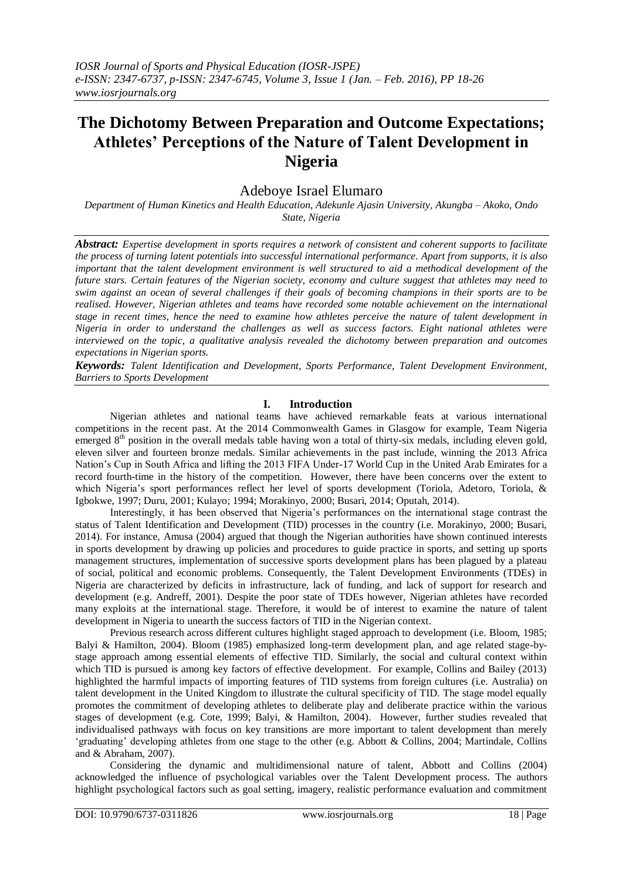# The Dichotomy Between Preparation and Outcome Expectations; Athletes' Perceptions of the Nature of Talent Development in Nigeria

Adeboye Israel Elumaro

*Department of Human Kinetics and Health Education, Adekunle Ajasin University, Akungba – Akoko, Ondo State, Nigeria*

***Abstract:*** *Expertise development in sports requires a network of consistent and coherent supports to facilitate the process of turning latent potentials into successful international performance. Apart from supports, it is also important that the talent development environment is well structured to aid a methodical development of the future stars. Certain features of the Nigerian society, economy and culture suggest that athletes may need to swim against an ocean of several challenges if their goals of becoming champions in their sports are to be realised. However, Nigerian athletes and teams have recorded some notable achievement on the international stage in recent times, hence the need to examine how athletes perceive the nature of talent development in Nigeria in order to understand the challenges as well as success factors. Eight national athletes were interviewed on the topic, a qualitative analysis revealed the dichotomy between preparation and outcomes expectations in Nigerian sports.*

***Keywords:*** *Talent Identification and Development, Sports Performance, Talent Development Environment, Barriers to Sports Development*

## I. Introduction

Nigerian athletes and national teams have achieved remarkable feats at various international competitions in the recent past. At the 2014 Commonwealth Games in Glasgow for example, Team Nigeria emerged 8th position in the overall medals table having won a total of thirty-six medals, including eleven gold, eleven silver and fourteen bronze medals. Similar achievements in the past include, winning the 2013 Africa Nation's Cup in South Africa and lifting the 2013 FIFA Under-17 World Cup in the United Arab Emirates for a record fourth-time in the history of the competition. However, there have been concerns over the extent to which Nigeria's sport performances reflect her level of sports development (Toriola, Adetoro, Toriola, & Igbokwe, 1997; Duru, 2001; Kulayo; 1994; Morakinyo, 2000; Busari, 2014; Oputah, 2014).

Interestingly, it has been observed that Nigeria's performances on the international stage contrast the status of Talent Identification and Development (TID) processes in the country (i.e. Morakinyo, 2000; Busari, 2014). For instance, Amusa (2004) argued that though the Nigerian authorities have shown continued interests in sports development by drawing up policies and procedures to guide practice in sports, and setting up sports management structures, implementation of successive sports development plans has been plagued by a plateau of social, political and economic problems. Consequently, the Talent Development Environments (TDEs) in Nigeria are characterized by deficits in infrastructure, lack of funding, and lack of support for research and development (e.g. Andreff, 2001). Despite the poor state of TDEs however, Nigerian athletes have recorded many exploits at the international stage. Therefore, it would be of interest to examine the nature of talent development in Nigeria to unearth the success factors of TID in the Nigerian context.

Previous research across different cultures highlight staged approach to development (i.e. Bloom, 1985; Balyi & Hamilton, 2004). Bloom (1985) emphasized long-term development plan, and age related stage-by-stage approach among essential elements of effective TID. Similarly, the social and cultural context within which TID is pursued is among key factors of effective development. For example, Collins and Bailey (2013) highlighted the harmful impacts of importing features of TID systems from foreign cultures (i.e. Australia) on talent development in the United Kingdom to illustrate the cultural specificity of TID. The stage model equally promotes the commitment of developing athletes to deliberate play and deliberate practice within the various stages of development (e.g. Cote, 1999; Balyi, & Hamilton, 2004). However, further studies revealed that individualised pathways with focus on key transitions are more important to talent development than merely 'graduating' developing athletes from one stage to the other (e.g. Abbott & Collins, 2004; Martindale, Collins and & Abraham, 2007).

Considering the dynamic and multidimensional nature of talent, Abbott and Collins (2004) acknowledged the influence of psychological variables over the Talent Development process. The authors highlight psychological factors such as goal setting, imagery, realistic performance evaluation and commitment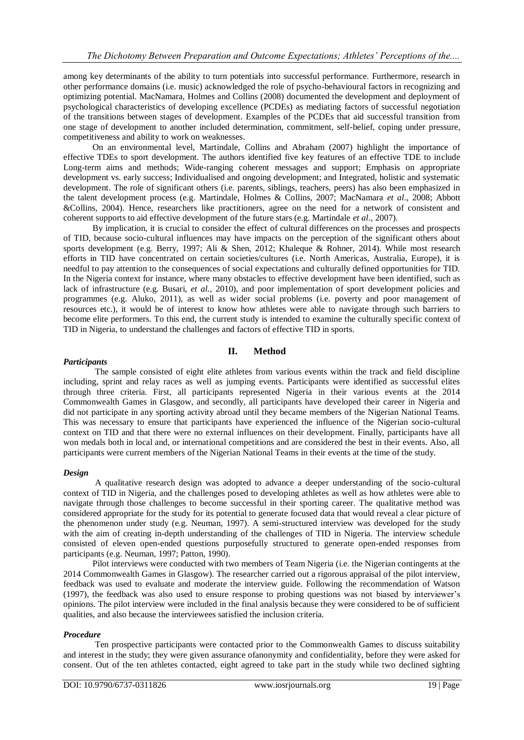among key determinants of the ability to turn potentials into successful performance. Furthermore, research in other performance domains (i.e. music) acknowledged the role of psycho-behavioural factors in recognizing and optimizing potential. MacNamara, Holmes and Collins (2008) documented the development and deployment of psychological characteristics of developing excellence (PCDEs) as mediating factors of successful negotiation of the transitions between stages of development. Examples of the PCDEs that aid successful transition from one stage of development to another included determination, commitment, self-belief, coping under pressure, competitiveness and ability to work on weaknesses.

On an environmental level, Martindale, Collins and Abraham (2007) highlight the importance of effective TDEs to sport development. The authors identified five key features of an effective TDE to include Long-term aims and methods; Wide-ranging coherent messages and support; Emphasis on appropriate development vs. early success; Individualised and ongoing development; and Integrated, holistic and systematic development. The role of significant others (i.e. parents, siblings, teachers, peers) has also been emphasized in the talent development process (e.g. Martindale, Holmes & Collins, 2007; MacNamara *et al*., 2008; Abbott &Collins, 2004). Hence, researchers like practitioners, agree on the need for a network of consistent and coherent supports to aid effective development of the future stars (e.g. Martindale *et al*., 2007).

By implication, it is crucial to consider the effect of cultural differences on the processes and prospects of TID, because socio-cultural influences may have impacts on the perception of the significant others about sports development (e.g. Berry, 1997; Ali & Shen, 2012; Khaleque & Rohner, 2014). While most research efforts in TID have concentrated on certain societies/cultures (i.e. North Americas, Australia, Europe), it is needful to pay attention to the consequences of social expectations and culturally defined opportunities for TID. In the Nigeria context for instance, where many obstacles to effective development have been identified, such as lack of infrastructure (e.g. Busari, *et al.,* 2010), and poor implementation of sport development policies and programmes (e.g. Aluko, 2011), as well as wider social problems (i.e. poverty and poor management of resources etc.), it would be of interest to know how athletes were able to navigate through such barriers to become elite performers. To this end, the current study is intended to examine the culturally specific context of TID in Nigeria, to understand the challenges and factors of effective TID in sports.

## II. Method

### *Participants*

The sample consisted of eight elite athletes from various events within the track and field discipline including, sprint and relay races as well as jumping events. Participants were identified as successful elites through three criteria. First, all participants represented Nigeria in their various events at the 2014 Commonwealth Games in Glasgow, and secondly, all participants have developed their career in Nigeria and did not participate in any sporting activity abroad until they became members of the Nigerian National Teams. This was necessary to ensure that participants have experienced the influence of the Nigerian socio-cultural context on TID and that there were no external influences on their development. Finally, participants have all won medals both in local and, or international competitions and are considered the best in their events. Also, all participants were current members of the Nigerian National Teams in their events at the time of the study.

### *Design*

A qualitative research design was adopted to advance a deeper understanding of the socio-cultural context of TID in Nigeria, and the challenges posed to developing athletes as well as how athletes were able to navigate through those challenges to become successful in their sporting career. The qualitative method was considered appropriate for the study for its potential to generate focused data that would reveal a clear picture of the phenomenon under study (e.g. Neuman, 1997). A semi-structured interview was developed for the study with the aim of creating in-depth understanding of the challenges of TID in Nigeria. The interview schedule consisted of eleven open-ended questions purposefully structured to generate open-ended responses from participants (e.g. Neuman, 1997; Patton, 1990).

Pilot interviews were conducted with two members of Team Nigeria (i.e. the Nigerian contingents at the 2014 Commonwealth Games in Glasgow). The researcher carried out a rigorous appraisal of the pilot interview, feedback was used to evaluate and moderate the interview guide. Following the recommendation of Watson (1997), the feedback was also used to ensure response to probing questions was not biased by interviewer's opinions. The pilot interview were included in the final analysis because they were considered to be of sufficient qualities, and also because the interviewees satisfied the inclusion criteria.

### *Procedure*

Ten prospective participants were contacted prior to the Commonwealth Games to discuss suitability and interest in the study; they were given assurance ofanonymity and confidentiality, before they were asked for consent. Out of the ten athletes contacted, eight agreed to take part in the study while two declined sighting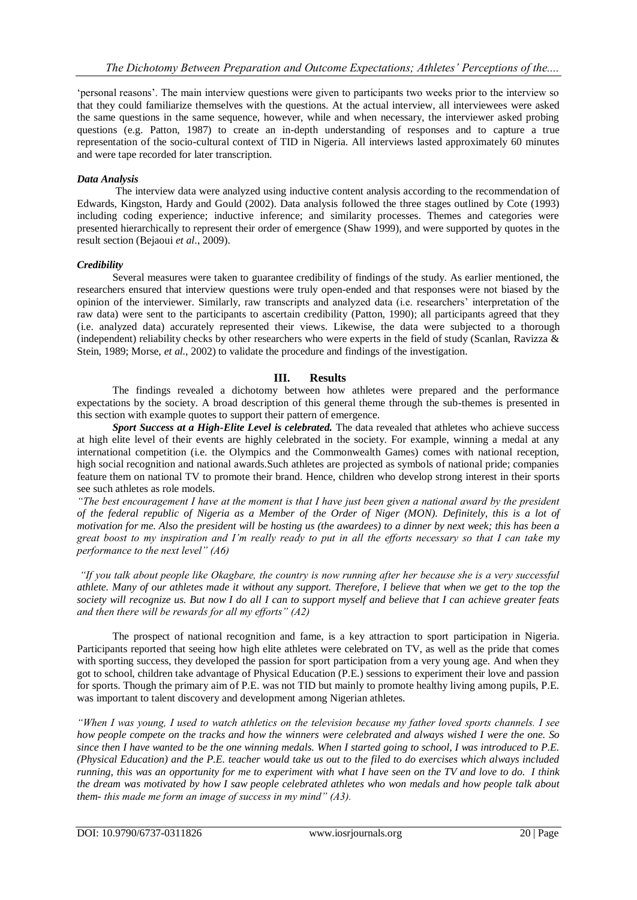'personal reasons'. The main interview questions were given to participants two weeks prior to the interview so that they could familiarize themselves with the questions. At the actual interview, all interviewees were asked the same questions in the same sequence, however, while and when necessary, the interviewer asked probing questions (e.g. Patton, 1987) to create an in-depth understanding of responses and to capture a true representation of the socio-cultural context of TID in Nigeria. All interviews lasted approximately 60 minutes and were tape recorded for later transcription.

### *Data Analysis*

The interview data were analyzed using inductive content analysis according to the recommendation of Edwards, Kingston, Hardy and Gould (2002). Data analysis followed the three stages outlined by Cote (1993) including coding experience; inductive inference; and similarity processes. Themes and categories were presented hierarchically to represent their order of emergence (Shaw 1999), and were supported by quotes in the result section (Bejaoui *et al*., 2009).

### *Credibility*

Several measures were taken to guarantee credibility of findings of the study. As earlier mentioned, the researchers ensured that interview questions were truly open-ended and that responses were not biased by the opinion of the interviewer. Similarly, raw transcripts and analyzed data (i.e. researchers' interpretation of the raw data) were sent to the participants to ascertain credibility (Patton, 1990); all participants agreed that they (i.e. analyzed data) accurately represented their views. Likewise, the data were subjected to a thorough (independent) reliability checks by other researchers who were experts in the field of study (Scanlan, Ravizza & Stein, 1989; Morse, *et al.*, 2002) to validate the procedure and findings of the investigation.

## III. Results

The findings revealed a dichotomy between how athletes were prepared and the performance expectations by the society. A broad description of this general theme through the sub-themes is presented in this section with example quotes to support their pattern of emergence.

***Sport Success at a High-Elite Level is celebrated.*** The data revealed that athletes who achieve success at high elite level of their events are highly celebrated in the society. For example, winning a medal at any international competition (i.e. the Olympics and the Commonwealth Games) comes with national reception, high social recognition and national awards.Such athletes are projected as symbols of national pride; companies feature them on national TV to promote their brand. Hence, children who develop strong interest in their sports see such athletes as role models.

*"The best encouragement I have at the moment is that I have just been given a national award by the president of the federal republic of Nigeria as a Member of the Order of Niger (MON). Definitely, this is a lot of motivation for me. Also the president will be hosting us (the awardees) to a dinner by next week; this has been a great boost to my inspiration and I'm really ready to put in all the efforts necessary so that I can take my performance to the next level" (A6)*

*"If you talk about people like Okagbare, the country is now running after her because she is a very successful athlete. Many of our athletes made it without any support. Therefore, I believe that when we get to the top the society will recognize us. But now I do all I can to support myself and believe that I can achieve greater feats and then there will be rewards for all my efforts" (A2)*

The prospect of national recognition and fame, is a key attraction to sport participation in Nigeria. Participants reported that seeing how high elite athletes were celebrated on TV, as well as the pride that comes with sporting success, they developed the passion for sport participation from a very young age. And when they got to school, children take advantage of Physical Education (P.E.) sessions to experiment their love and passion for sports. Though the primary aim of P.E. was not TID but mainly to promote healthy living among pupils, P.E. was important to talent discovery and development among Nigerian athletes.

*"When I was young, I used to watch athletics on the television because my father loved sports channels. I see how people compete on the tracks and how the winners were celebrated and always wished I were the one. So since then I have wanted to be the one winning medals. When I started going to school, I was introduced to P.E. (Physical Education) and the P.E. teacher would take us out to the filed to do exercises which always included running, this was an opportunity for me to experiment with what I have seen on the TV and love to do. I think the dream was motivated by how I saw people celebrated athletes who won medals and how people talk about them- this made me form an image of success in my mind" (A3).*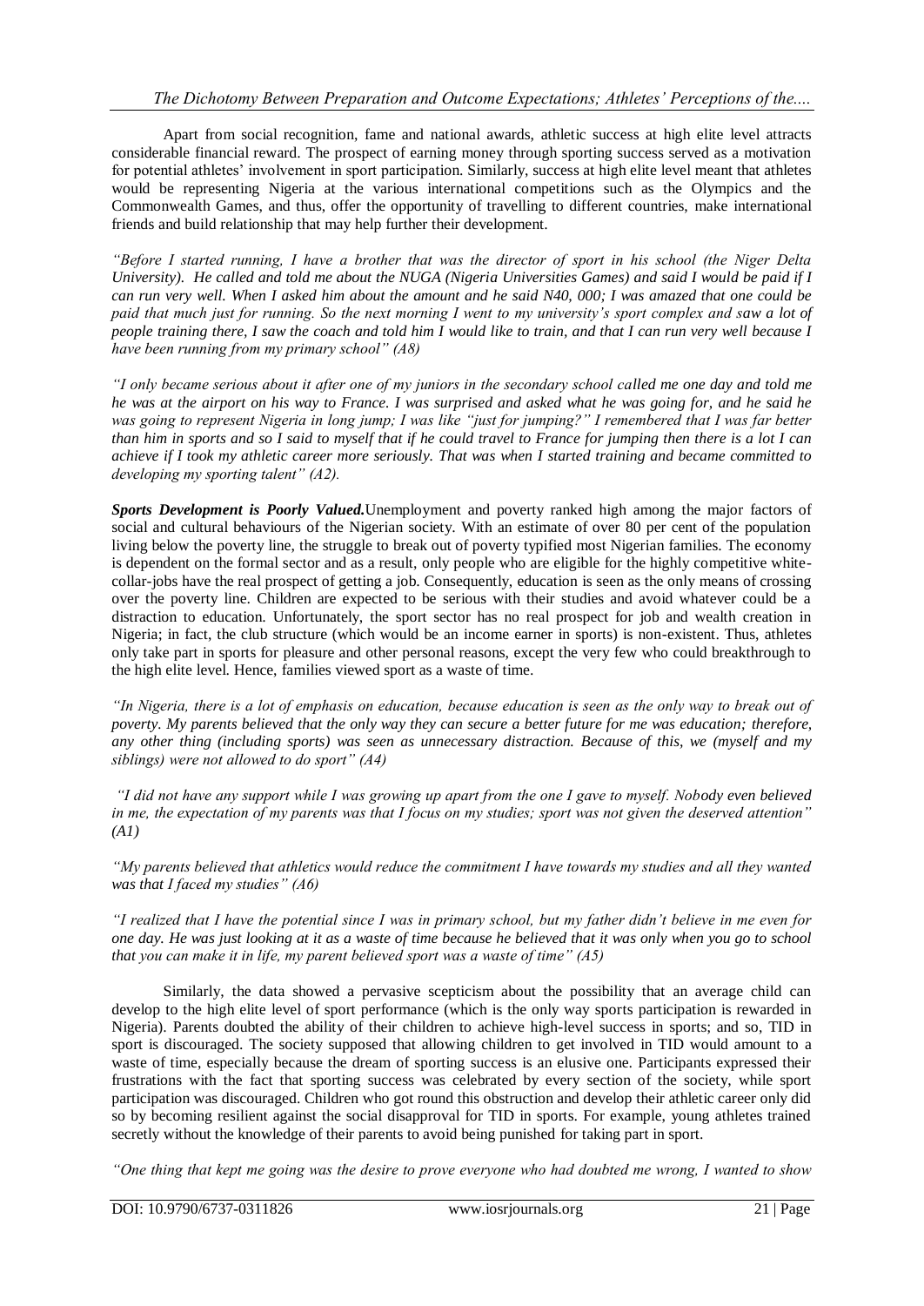Apart from social recognition, fame and national awards, athletic success at high elite level attracts considerable financial reward. The prospect of earning money through sporting success served as a motivation for potential athletes' involvement in sport participation. Similarly, success at high elite level meant that athletes would be representing Nigeria at the various international competitions such as the Olympics and the Commonwealth Games, and thus, offer the opportunity of travelling to different countries, make international friends and build relationship that may help further their development.

*"Before I started running, I have a brother that was the director of sport in his school (the Niger Delta University). He called and told me about the NUGA (Nigeria Universities Games) and said I would be paid if I can run very well. When I asked him about the amount and he said N40, 000; I was amazed that one could be paid that much just for running. So the next morning I went to my university's sport complex and saw a lot of people training there, I saw the coach and told him I would like to train, and that I can run very well because I have been running from my primary school" (A8)*

*"I only became serious about it after one of my juniors in the secondary school called me one day and told me he was at the airport on his way to France. I was surprised and asked what he was going for, and he said he was going to represent Nigeria in long jump; I was like "just for jumping?" I remembered that I was far better than him in sports and so I said to myself that if he could travel to France for jumping then there is a lot I can achieve if I took my athletic career more seriously. That was when I started training and became committed to developing my sporting talent" (A2).*

***Sports Development is Poorly Valued.*** Unemployment and poverty ranked high among the major factors of social and cultural behaviours of the Nigerian society. With an estimate of over 80 per cent of the population living below the poverty line, the struggle to break out of poverty typified most Nigerian families. The economy is dependent on the formal sector and as a result, only people who are eligible for the highly competitive white-collar-jobs have the real prospect of getting a job. Consequently, education is seen as the only means of crossing over the poverty line. Children are expected to be serious with their studies and avoid whatever could be a distraction to education. Unfortunately, the sport sector has no real prospect for job and wealth creation in Nigeria; in fact, the club structure (which would be an income earner in sports) is non-existent. Thus, athletes only take part in sports for pleasure and other personal reasons, except the very few who could breakthrough to the high elite level. Hence, families viewed sport as a waste of time.

*"In Nigeria, there is a lot of emphasis on education, because education is seen as the only way to break out of poverty. My parents believed that the only way they can secure a better future for me was education; therefore, any other thing (including sports) was seen as unnecessary distraction. Because of this, we (myself and my siblings) were not allowed to do sport" (A4)*

*"I did not have any support while I was growing up apart from the one I gave to myself. Nobody even believed in me, the expectation of my parents was that I focus on my studies; sport was not given the deserved attention" (A1)*

*"My parents believed that athletics would reduce the commitment I have towards my studies and all they wanted was that I faced my studies" (A6)*

*"I realized that I have the potential since I was in primary school, but my father didn't believe in me even for one day. He was just looking at it as a waste of time because he believed that it was only when you go to school that you can make it in life, my parent believed sport was a waste of time" (A5)*

Similarly, the data showed a pervasive scepticism about the possibility that an average child can develop to the high elite level of sport performance (which is the only way sports participation is rewarded in Nigeria). Parents doubted the ability of their children to achieve high-level success in sports; and so, TID in sport is discouraged. The society supposed that allowing children to get involved in TID would amount to a waste of time, especially because the dream of sporting success is an elusive one. Participants expressed their frustrations with the fact that sporting success was celebrated by every section of the society, while sport participation was discouraged. Children who got round this obstruction and develop their athletic career only did so by becoming resilient against the social disapproval for TID in sports. For example, young athletes trained secretly without the knowledge of their parents to avoid being punished for taking part in sport.

*"One thing that kept me going was the desire to prove everyone who had doubted me wrong, I wanted to show*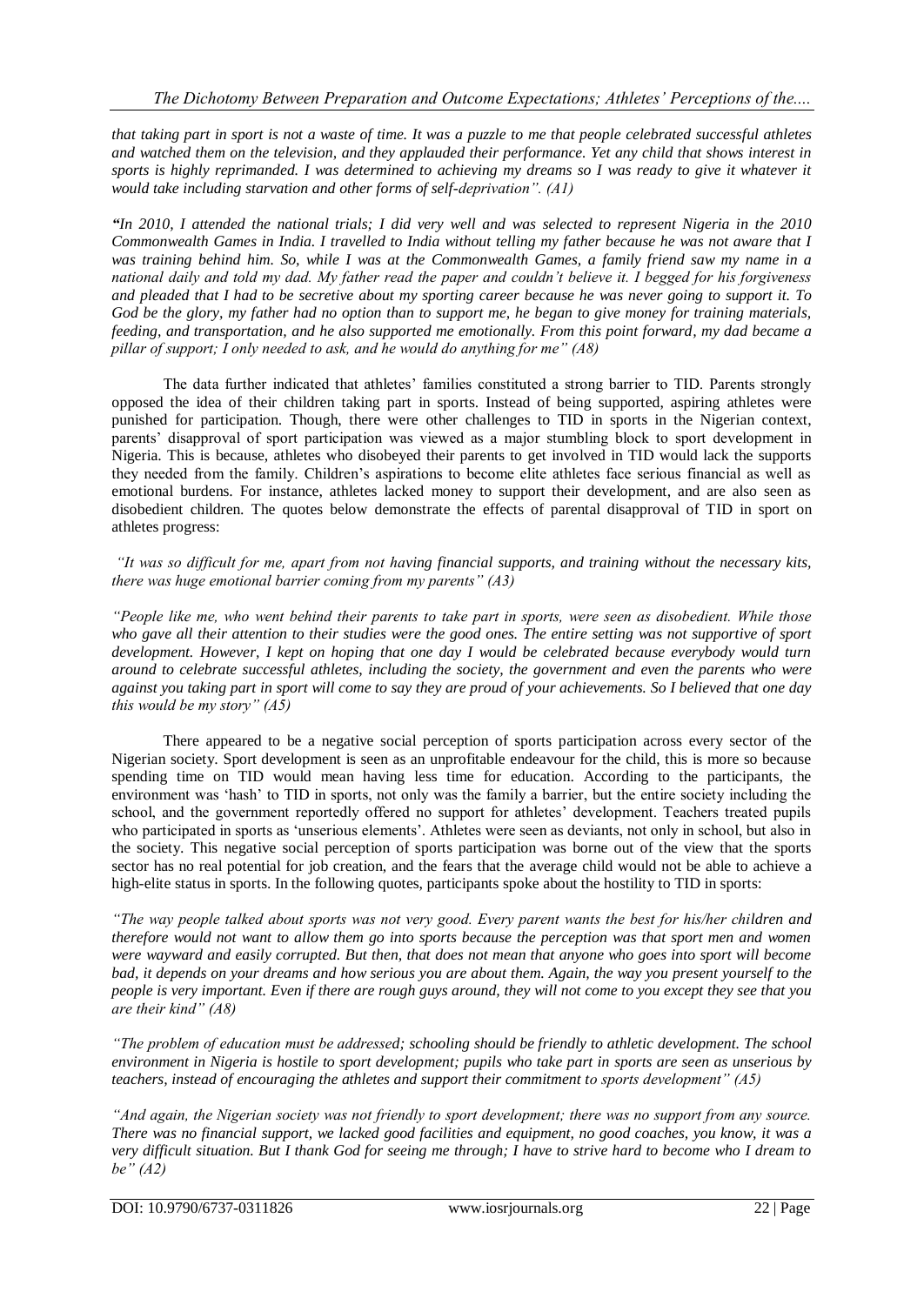*that taking part in sport is not a waste of time. It was a puzzle to me that people celebrated successful athletes and watched them on the television, and they applauded their performance. Yet any child that shows interest in sports is highly reprimanded. I was determined to achieving my dreams so I was ready to give it whatever it would take including starvation and other forms of self-deprivation". (A1)*

*"In 2010, I attended the national trials; I did very well and was selected to represent Nigeria in the 2010 Commonwealth Games in India. I travelled to India without telling my father because he was not aware that I was training behind him. So, while I was at the Commonwealth Games, a family friend saw my name in a national daily and told my dad. My father read the paper and couldn't believe it. I begged for his forgiveness and pleaded that I had to be secretive about my sporting career because he was never going to support it. To God be the glory, my father had no option than to support me, he began to give money for training materials, feeding, and transportation, and he also supported me emotionally. From this point forward, my dad became a pillar of support; I only needed to ask, and he would do anything for me" (A8)*

The data further indicated that athletes' families constituted a strong barrier to TID. Parents strongly opposed the idea of their children taking part in sports. Instead of being supported, aspiring athletes were punished for participation. Though, there were other challenges to TID in sports in the Nigerian context, parents' disapproval of sport participation was viewed as a major stumbling block to sport development in Nigeria. This is because, athletes who disobeyed their parents to get involved in TID would lack the supports they needed from the family. Children's aspirations to become elite athletes face serious financial as well as emotional burdens. For instance, athletes lacked money to support their development, and are also seen as disobedient children. The quotes below demonstrate the effects of parental disapproval of TID in sport on athletes progress:

*"It was so difficult for me, apart from not having financial supports, and training without the necessary kits, there was huge emotional barrier coming from my parents" (A3)*

*"People like me, who went behind their parents to take part in sports, were seen as disobedient. While those who gave all their attention to their studies were the good ones. The entire setting was not supportive of sport development. However, I kept on hoping that one day I would be celebrated because everybody would turn around to celebrate successful athletes, including the society, the government and even the parents who were against you taking part in sport will come to say they are proud of your achievements. So I believed that one day this would be my story" (A5)*

There appeared to be a negative social perception of sports participation across every sector of the Nigerian society. Sport development is seen as an unprofitable endeavour for the child, this is more so because spending time on TID would mean having less time for education. According to the participants, the environment was 'hash' to TID in sports, not only was the family a barrier, but the entire society including the school, and the government reportedly offered no support for athletes' development. Teachers treated pupils who participated in sports as 'unserious elements'. Athletes were seen as deviants, not only in school, but also in the society. This negative social perception of sports participation was borne out of the view that the sports sector has no real potential for job creation, and the fears that the average child would not be able to achieve a high-elite status in sports. In the following quotes, participants spoke about the hostility to TID in sports:

*"The way people talked about sports was not very good. Every parent wants the best for his/her children and therefore would not want to allow them go into sports because the perception was that sport men and women were wayward and easily corrupted. But then, that does not mean that anyone who goes into sport will become bad, it depends on your dreams and how serious you are about them. Again, the way you present yourself to the people is very important. Even if there are rough guys around, they will not come to you except they see that you are their kind" (A8)*

*"The problem of education must be addressed; schooling should be friendly to athletic development. The school environment in Nigeria is hostile to sport development; pupils who take part in sports are seen as unserious by teachers, instead of encouraging the athletes and support their commitment to sports development" (A5)*

*"And again, the Nigerian society was not friendly to sport development; there was no support from any source. There was no financial support, we lacked good facilities and equipment, no good coaches, you know, it was a very difficult situation. But I thank God for seeing me through; I have to strive hard to become who I dream to be" (A2)*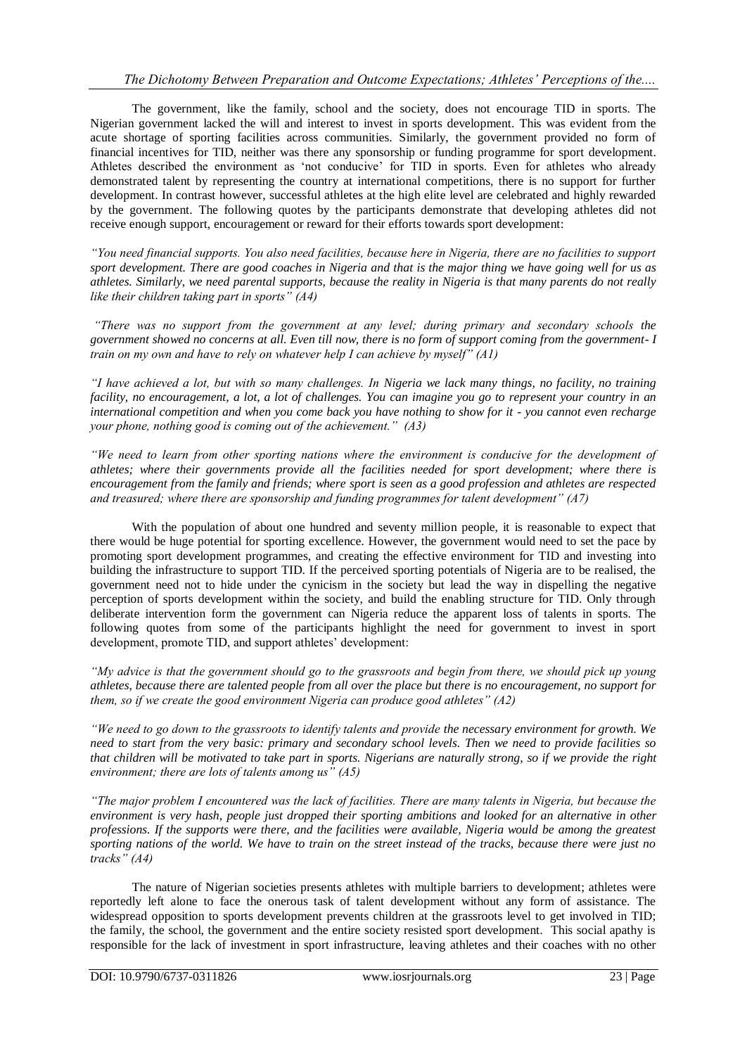The government, like the family, school and the society, does not encourage TID in sports. The Nigerian government lacked the will and interest to invest in sports development. This was evident from the acute shortage of sporting facilities across communities. Similarly, the government provided no form of financial incentives for TID, neither was there any sponsorship or funding programme for sport development. Athletes described the environment as 'not conducive' for TID in sports. Even for athletes who already demonstrated talent by representing the country at international competitions, there is no support for further development. In contrast however, successful athletes at the high elite level are celebrated and highly rewarded by the government. The following quotes by the participants demonstrate that developing athletes did not receive enough support, encouragement or reward for their efforts towards sport development:

*"You need financial supports. You also need facilities, because here in Nigeria, there are no facilities to support sport development. There are good coaches in Nigeria and that is the major thing we have going well for us as athletes. Similarly, we need parental supports, because the reality in Nigeria is that many parents do not really like their children taking part in sports" (A4)*

*"There was no support from the government at any level; during primary and secondary schools the government showed no concerns at all. Even till now, there is no form of support coming from the government- I train on my own and have to rely on whatever help I can achieve by myself" (A1)*

*"I have achieved a lot, but with so many challenges. In Nigeria we lack many things, no facility, no training facility, no encouragement, a lot, a lot of challenges. You can imagine you go to represent your country in an international competition and when you come back you have nothing to show for it - you cannot even recharge your phone, nothing good is coming out of the achievement." (A3)*

*"We need to learn from other sporting nations where the environment is conducive for the development of athletes; where their governments provide all the facilities needed for sport development; where there is encouragement from the family and friends; where sport is seen as a good profession and athletes are respected and treasured; where there are sponsorship and funding programmes for talent development" (A7)*

With the population of about one hundred and seventy million people, it is reasonable to expect that there would be huge potential for sporting excellence. However, the government would need to set the pace by promoting sport development programmes, and creating the effective environment for TID and investing into building the infrastructure to support TID. If the perceived sporting potentials of Nigeria are to be realised, the government need not to hide under the cynicism in the society but lead the way in dispelling the negative perception of sports development within the society, and build the enabling structure for TID. Only through deliberate intervention form the government can Nigeria reduce the apparent loss of talents in sports. The following quotes from some of the participants highlight the need for government to invest in sport development, promote TID, and support athletes' development:

*"My advice is that the government should go to the grassroots and begin from there, we should pick up young athletes, because there are talented people from all over the place but there is no encouragement, no support for them, so if we create the good environment Nigeria can produce good athletes" (A2)*

*"We need to go down to the grassroots to identify talents and provide the necessary environment for growth. We need to start from the very basic: primary and secondary school levels. Then we need to provide facilities so that children will be motivated to take part in sports. Nigerians are naturally strong, so if we provide the right environment; there are lots of talents among us" (A5)*

*"The major problem I encountered was the lack of facilities. There are many talents in Nigeria, but because the environment is very hash, people just dropped their sporting ambitions and looked for an alternative in other professions. If the supports were there, and the facilities were available, Nigeria would be among the greatest sporting nations of the world. We have to train on the street instead of the tracks, because there were just no tracks" (A4)*

The nature of Nigerian societies presents athletes with multiple barriers to development; athletes were reportedly left alone to face the onerous task of talent development without any form of assistance. The widespread opposition to sports development prevents children at the grassroots level to get involved in TID; the family, the school, the government and the entire society resisted sport development. This social apathy is responsible for the lack of investment in sport infrastructure, leaving athletes and their coaches with no other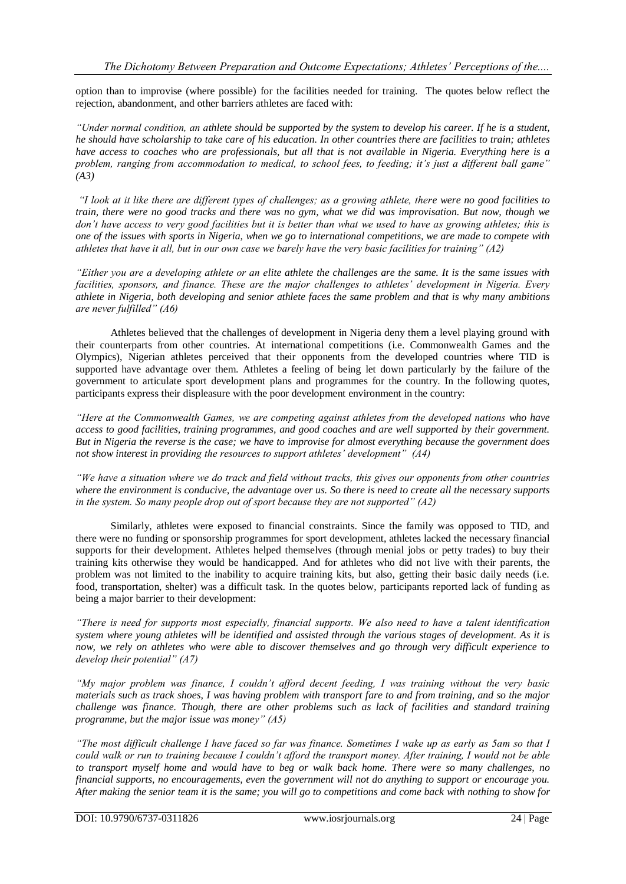option than to improvise (where possible) for the facilities needed for training. The quotes below reflect the rejection, abandonment, and other barriers athletes are faced with:

*"Under normal condition, an athlete should be supported by the system to develop his career. If he is a student, he should have scholarship to take care of his education. In other countries there are facilities to train; athletes have access to coaches who are professionals, but all that is not available in Nigeria. Everything here is a problem, ranging from accommodation to medical, to school fees, to feeding; it's just a different ball game" (A3)*

*"I look at it like there are different types of challenges; as a growing athlete, there were no good facilities to train, there were no good tracks and there was no gym, what we did was improvisation. But now, though we don't have access to very good facilities but it is better than what we used to have as growing athletes; this is one of the issues with sports in Nigeria, when we go to international competitions, we are made to compete with athletes that have it all, but in our own case we barely have the very basic facilities for training" (A2)*

*"Either you are a developing athlete or an elite athlete the challenges are the same. It is the same issues with facilities, sponsors, and finance. These are the major challenges to athletes' development in Nigeria. Every athlete in Nigeria, both developing and senior athlete faces the same problem and that is why many ambitions are never fulfilled" (A6)*

Athletes believed that the challenges of development in Nigeria deny them a level playing ground with their counterparts from other countries. At international competitions (i.e. Commonwealth Games and the Olympics), Nigerian athletes perceived that their opponents from the developed countries where TID is supported have advantage over them. Athletes a feeling of being let down particularly by the failure of the government to articulate sport development plans and programmes for the country. In the following quotes, participants express their displeasure with the poor development environment in the country:

*"Here at the Commonwealth Games, we are competing against athletes from the developed nations who have access to good facilities, training programmes, and good coaches and are well supported by their government. But in Nigeria the reverse is the case; we have to improvise for almost everything because the government does not show interest in providing the resources to support athletes' development" (A4)*

*"We have a situation where we do track and field without tracks, this gives our opponents from other countries where the environment is conducive, the advantage over us. So there is need to create all the necessary supports in the system. So many people drop out of sport because they are not supported" (A2)*

Similarly, athletes were exposed to financial constraints. Since the family was opposed to TID, and there were no funding or sponsorship programmes for sport development, athletes lacked the necessary financial supports for their development. Athletes helped themselves (through menial jobs or petty trades) to buy their training kits otherwise they would be handicapped. And for athletes who did not live with their parents, the problem was not limited to the inability to acquire training kits, but also, getting their basic daily needs (i.e. food, transportation, shelter) was a difficult task. In the quotes below, participants reported lack of funding as being a major barrier to their development:

*"There is need for supports most especially, financial supports. We also need to have a talent identification system where young athletes will be identified and assisted through the various stages of development. As it is now, we rely on athletes who were able to discover themselves and go through very difficult experience to develop their potential" (A7)*

*"My major problem was finance, I couldn't afford decent feeding, I was training without the very basic materials such as track shoes, I was having problem with transport fare to and from training, and so the major challenge was finance. Though, there are other problems such as lack of facilities and standard training programme, but the major issue was money" (A5)*

*"The most difficult challenge I have faced so far was finance. Sometimes I wake up as early as 5am so that I could walk or run to training because I couldn't afford the transport money. After training, I would not be able to transport myself home and would have to beg or walk back home. There were so many challenges, no financial supports, no encouragements, even the government will not do anything to support or encourage you. After making the senior team it is the same; you will go to competitions and come back with nothing to show for*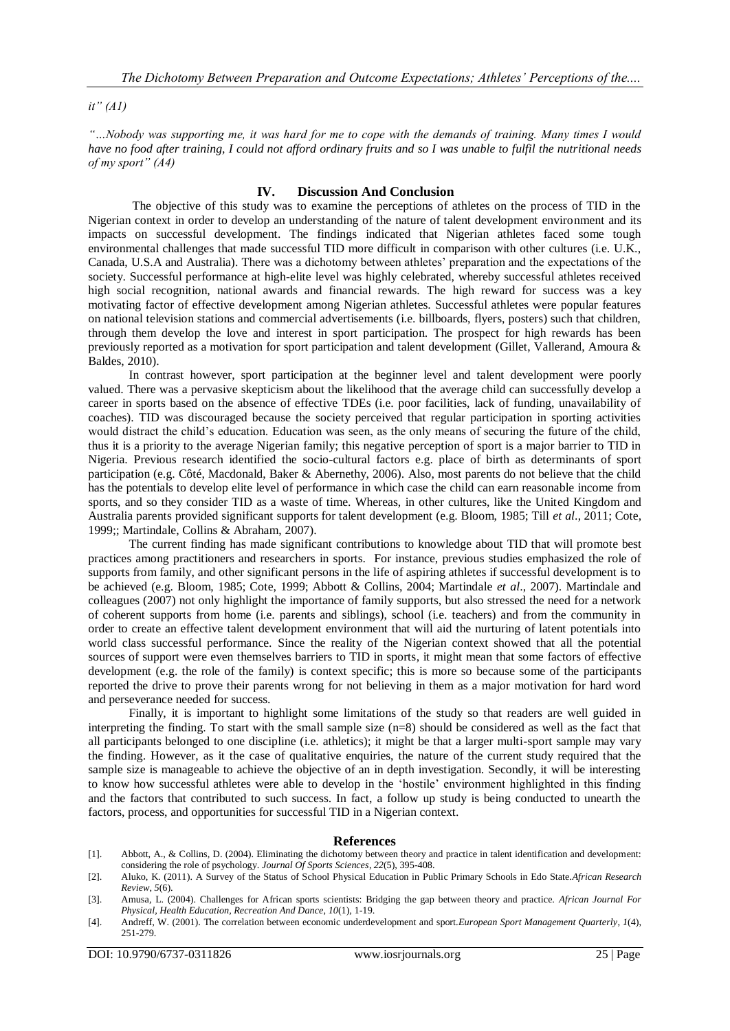*it" (A1)*

*"…Nobody was supporting me, it was hard for me to cope with the demands of training. Many times I would have no food after training, I could not afford ordinary fruits and so I was unable to fulfil the nutritional needs of my sport" (A4)*

## IV. Discussion And Conclusion

The objective of this study was to examine the perceptions of athletes on the process of TID in the Nigerian context in order to develop an understanding of the nature of talent development environment and its impacts on successful development. The findings indicated that Nigerian athletes faced some tough environmental challenges that made successful TID more difficult in comparison with other cultures (i.e. U.K., Canada, U.S.A and Australia). There was a dichotomy between athletes' preparation and the expectations of the society. Successful performance at high-elite level was highly celebrated, whereby successful athletes received high social recognition, national awards and financial rewards. The high reward for success was a key motivating factor of effective development among Nigerian athletes. Successful athletes were popular features on national television stations and commercial advertisements (i.e. billboards, flyers, posters) such that children, through them develop the love and interest in sport participation. The prospect for high rewards has been previously reported as a motivation for sport participation and talent development (Gillet, Vallerand, Amoura & Baldes, 2010).

In contrast however, sport participation at the beginner level and talent development were poorly valued. There was a pervasive skepticism about the likelihood that the average child can successfully develop a career in sports based on the absence of effective TDEs (i.e. poor facilities, lack of funding, unavailability of coaches). TID was discouraged because the society perceived that regular participation in sporting activities would distract the child's education. Education was seen, as the only means of securing the future of the child, thus it is a priority to the average Nigerian family; this negative perception of sport is a major barrier to TID in Nigeria. Previous research identified the socio-cultural factors e.g. place of birth as determinants of sport participation (e.g. Côté, Macdonald, Baker & Abernethy, 2006). Also, most parents do not believe that the child has the potentials to develop elite level of performance in which case the child can earn reasonable income from sports, and so they consider TID as a waste of time. Whereas, in other cultures, like the United Kingdom and Australia parents provided significant supports for talent development (e.g. Bloom, 1985; Till *et al*., 2011; Cote, 1999;; Martindale, Collins & Abraham, 2007).

The current finding has made significant contributions to knowledge about TID that will promote best practices among practitioners and researchers in sports. For instance, previous studies emphasized the role of supports from family, and other significant persons in the life of aspiring athletes if successful development is to be achieved (e.g. Bloom, 1985; Cote, 1999; Abbott & Collins, 2004; Martindale *et al*., 2007). Martindale and colleagues (2007) not only highlight the importance of family supports, but also stressed the need for a network of coherent supports from home (i.e. parents and siblings), school (i.e. teachers) and from the community in order to create an effective talent development environment that will aid the nurturing of latent potentials into world class successful performance. Since the reality of the Nigerian context showed that all the potential sources of support were even themselves barriers to TID in sports, it might mean that some factors of effective development (e.g. the role of the family) is context specific; this is more so because some of the participants reported the drive to prove their parents wrong for not believing in them as a major motivation for hard word and perseverance needed for success.

Finally, it is important to highlight some limitations of the study so that readers are well guided in interpreting the finding. To start with the small sample size (n=8) should be considered as well as the fact that all participants belonged to one discipline (i.e. athletics); it might be that a larger multi-sport sample may vary the finding. However, as it the case of qualitative enquiries, the nature of the current study required that the sample size is manageable to achieve the objective of an in depth investigation. Secondly, it will be interesting to know how successful athletes were able to develop in the 'hostile' environment highlighted in this finding and the factors that contributed to such success. In fact, a follow up study is being conducted to unearth the factors, process, and opportunities for successful TID in a Nigerian context.

## References

[1]. Abbott, A., & Collins, D. (2004). Eliminating the dichotomy between theory and practice in talent identification and development: considering the role of psychology. *Journal Of Sports Sciences*, *22*(5), 395-408.

[2]. Aluko, K. (2011). A Survey of the Status of School Physical Education in Public Primary Schools in Edo State.*African Research Review*, *5*(6).

[3]. Amusa, L. (2004). Challenges for African sports scientists: Bridging the gap between theory and practice. *African Journal For Physical, Health Education, Recreation And Dance*, *10*(1), 1-19.

[4]. Andreff, W. (2001). The correlation between economic underdevelopment and sport.*European Sport Management Quarterly*, *1*(4), 251-279.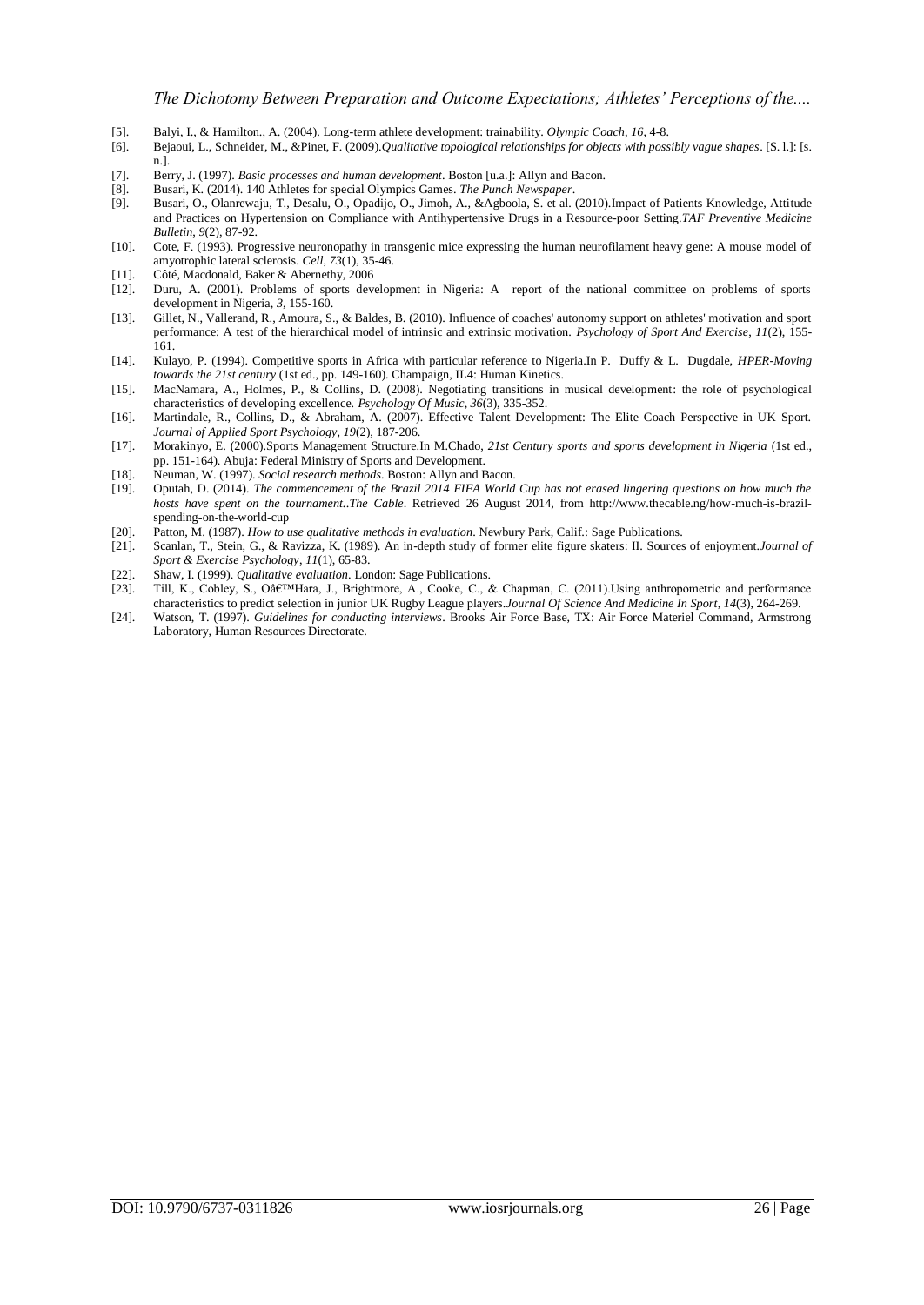[5]. Balyi, I., & Hamilton., A. (2004). Long-term athlete development: trainability. *Olympic Coach*, *16*, 4-8.

[6]. Bejaoui, L., Schneider, M., &Pinet, F. (2009).*Qualitative topological relationships for objects with possibly vague shapes*. [S. l.]: [s. n.].

[7]. Berry, J. (1997). *Basic processes and human development*. Boston [u.a.]: Allyn and Bacon.

[8]. Busari, K. (2014). 140 Athletes for special Olympics Games. *The Punch Newspaper*.

[9]. Busari, O., Olanrewaju, T., Desalu, O., Opadijo, O., Jimoh, A., &Agboola, S. et al. (2010).Impact of Patients Knowledge, Attitude and Practices on Hypertension on Compliance with Antihypertensive Drugs in a Resource-poor Setting.*TAF Preventive Medicine Bulletin*, *9*(2), 87-92.

[10]. Cote, F. (1993). Progressive neuronopathy in transgenic mice expressing the human neurofilament heavy gene: A mouse model of amyotrophic lateral sclerosis. *Cell*, *73*(1), 35-46.

[11]. Côté, Macdonald, Baker & Abernethy, 2006

[12]. Duru, A. (2001). Problems of sports development in Nigeria: A report of the national committee on problems of sports development in Nigeria, *3*, 155-160.

[13]. Gillet, N., Vallerand, R., Amoura, S., & Baldes, B. (2010). Influence of coaches' autonomy support on athletes' motivation and sport performance: A test of the hierarchical model of intrinsic and extrinsic motivation. *Psychology of Sport And Exercise*, *11*(2), 155-161.

[14]. Kulayo, P. (1994). Competitive sports in Africa with particular reference to Nigeria.In P. Duffy & L. Dugdale, *HPER-Moving towards the 21st century* (1st ed., pp. 149-160). Champaign, IL4: Human Kinetics.

[15]. MacNamara, A., Holmes, P., & Collins, D. (2008). Negotiating transitions in musical development: the role of psychological characteristics of developing excellence. *Psychology Of Music*, *36*(3), 335-352.

[16]. Martindale, R., Collins, D., & Abraham, A. (2007). Effective Talent Development: The Elite Coach Perspective in UK Sport. *Journal of Applied Sport Psychology*, *19*(2), 187-206.

[17]. Morakinyo, E. (2000).Sports Management Structure.In M.Chado, *21st Century sports and sports development in Nigeria* (1st ed., pp. 151-164). Abuja: Federal Ministry of Sports and Development.

[18]. Neuman, W. (1997). *Social research methods*. Boston: Allyn and Bacon.

[19]. Oputah, D. (2014). *The commencement of the Brazil 2014 FIFA World Cup has not erased lingering questions on how much the hosts have spent on the tournament..The Cable*. Retrieved 26 August 2014, from http://www.thecable.ng/how-much-is-brazil-spending-on-the-world-cup

[20]. Patton, M. (1987). *How to use qualitative methods in evaluation*. Newbury Park, Calif.: Sage Publications.

[21]. Scanlan, T., Stein, G., & Ravizza, K. (1989). An in-depth study of former elite figure skaters: II. Sources of enjoyment.*Journal of Sport & Exercise Psychology*, *11*(1), 65-83.

[22]. Shaw, I. (1999). *Qualitative evaluation*. London: Sage Publications.

[23]. Till, K., Cobley, S., Oâ€™Hara, J., Brightmore, A., Cooke, C., & Chapman, C. (2011).Using anthropometric and performance characteristics to predict selection in junior UK Rugby League players.*Journal Of Science And Medicine In Sport*, *14*(3), 264-269.

[24]. Watson, T. (1997). *Guidelines for conducting interviews*. Brooks Air Force Base, TX: Air Force Materiel Command, Armstrong Laboratory, Human Resources Directorate.